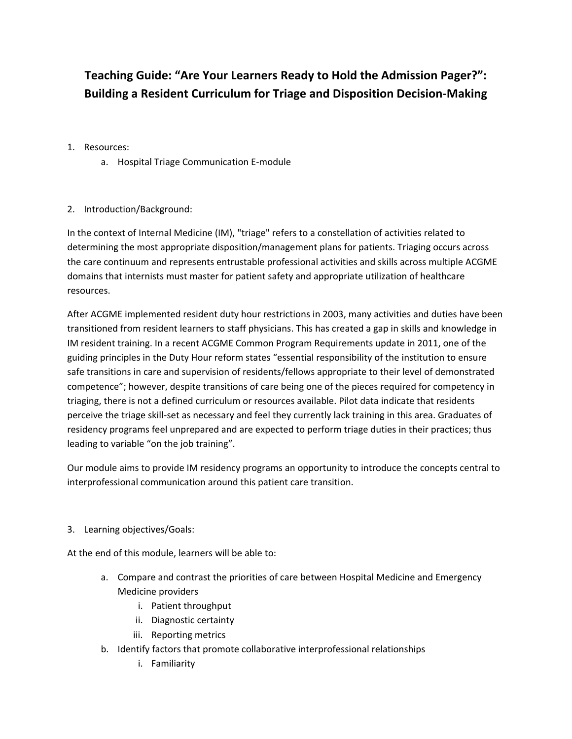# Teaching Guide: "Are Your Learners Ready to Hold the Admission Pager?": Building a Resident Curriculum for Triage and Disposition Decision-Making

1. Resources:
   a. Hospital Triage Communication E-module

2. Introduction/Background:

In the context of Internal Medicine (IM), "triage" refers to a constellation of activities related to determining the most appropriate disposition/management plans for patients. Triaging occurs across the care continuum and represents entrustable professional activities and skills across multiple ACGME domains that internists must master for patient safety and appropriate utilization of healthcare resources.

After ACGME implemented resident duty hour restrictions in 2003, many activities and duties have been transitioned from resident learners to staff physicians. This has created a gap in skills and knowledge in IM resident training. In a recent ACGME Common Program Requirements update in 2011, one of the guiding principles in the Duty Hour reform states "essential responsibility of the institution to ensure safe transitions in care and supervision of residents/fellows appropriate to their level of demonstrated competence"; however, despite transitions of care being one of the pieces required for competency in triaging, there is not a defined curriculum or resources available. Pilot data indicate that residents perceive the triage skill-set as necessary and feel they currently lack training in this area. Graduates of residency programs feel unprepared and are expected to perform triage duties in their practices; thus leading to variable "on the job training".

Our module aims to provide IM residency programs an opportunity to introduce the concepts central to interprofessional communication around this patient care transition.

3. Learning objectives/Goals:

At the end of this module, learners will be able to:

   a. Compare and contrast the priorities of care between Hospital Medicine and Emergency Medicine providers
      i. Patient throughput
      ii. Diagnostic certainty
      iii. Reporting metrics
   b. Identify factors that promote collaborative interprofessional relationships
      i. Familiarity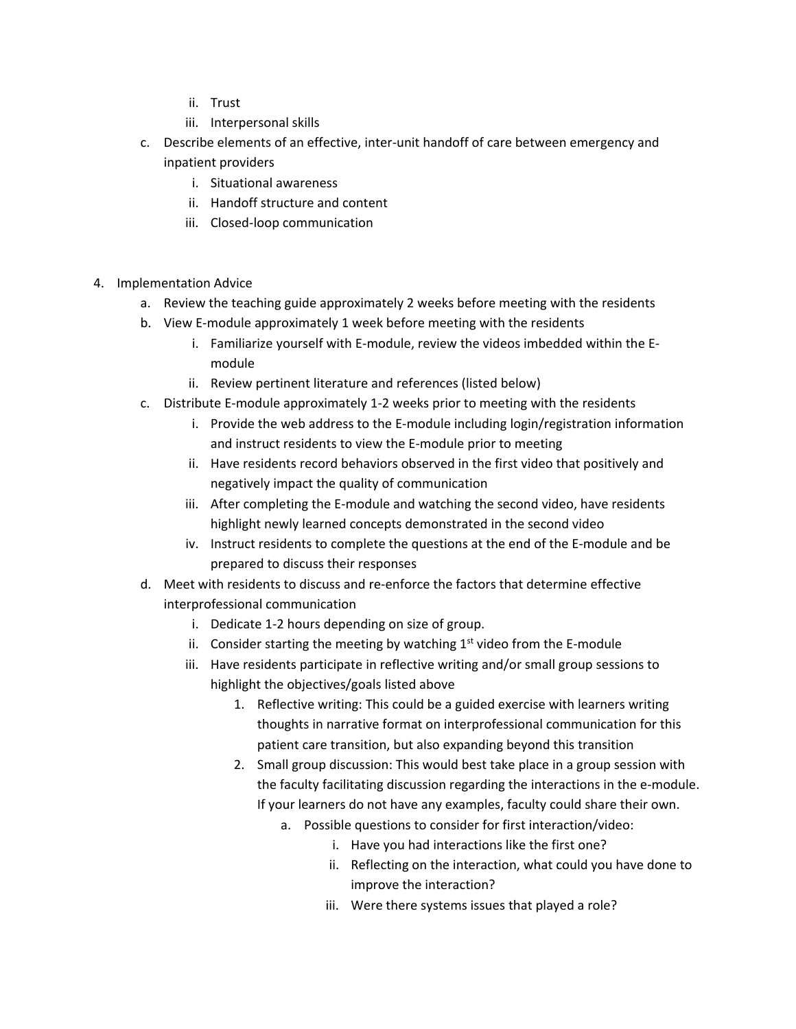ii. Trust
   iii. Interpersonal skills

c. Describe elements of an effective, inter-unit handoff of care between emergency and inpatient providers
   i. Situational awareness
   ii. Handoff structure and content
   iii. Closed-loop communication

4. Implementation Advice
   a. Review the teaching guide approximately 2 weeks before meeting with the residents
   b. View E-module approximately 1 week before meeting with the residents
      i. Familiarize yourself with E-module, review the videos imbedded within the E-module
      ii. Review pertinent literature and references (listed below)
   c. Distribute E-module approximately 1-2 weeks prior to meeting with the residents
      i. Provide the web address to the E-module including login/registration information and instruct residents to view the E-module prior to meeting
      ii. Have residents record behaviors observed in the first video that positively and negatively impact the quality of communication
      iii. After completing the E-module and watching the second video, have residents highlight newly learned concepts demonstrated in the second video
      iv. Instruct residents to complete the questions at the end of the E-module and be prepared to discuss their responses
   d. Meet with residents to discuss and re-enforce the factors that determine effective interprofessional communication
      i. Dedicate 1-2 hours depending on size of group.
      ii. Consider starting the meeting by watching 1st video from the E-module
      iii. Have residents participate in reflective writing and/or small group sessions to highlight the objectives/goals listed above
         1. Reflective writing: This could be a guided exercise with learners writing thoughts in narrative format on interprofessional communication for this patient care transition, but also expanding beyond this transition
         2. Small group discussion: This would best take place in a group session with the faculty facilitating discussion regarding the interactions in the e-module. If your learners do not have any examples, faculty could share their own.
            a. Possible questions to consider for first interaction/video:
               i. Have you had interactions like the first one?
               ii. Reflecting on the interaction, what could you have done to improve the interaction?
               iii. Were there systems issues that played a role?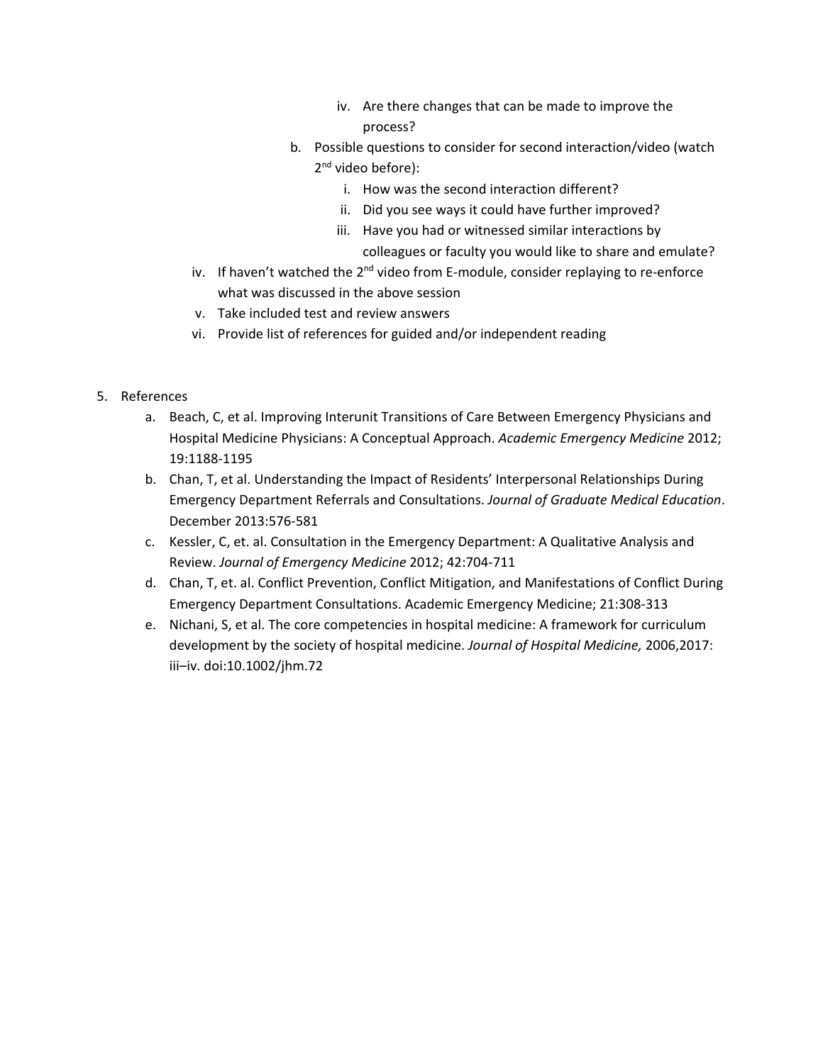iv. Are there changes that can be made to improve the process?

   b. Possible questions to consider for second interaction/video (watch 2nd video before):
      i. How was the second interaction different?
      ii. Did you see ways it could have further improved?
      iii. Have you had or witnessed similar interactions by colleagues or faculty you would like to share and emulate?

iv. If haven't watched the 2nd video from E-module, consider replaying to re-enforce what was discussed in the above session

v. Take included test and review answers

vi. Provide list of references for guided and/or independent reading

5. References
   a. Beach, C, et al. Improving Interunit Transitions of Care Between Emergency Physicians and Hospital Medicine Physicians: A Conceptual Approach. *Academic Emergency Medicine* 2012; 19:1188-1195
   b. Chan, T, et al. Understanding the Impact of Residents' Interpersonal Relationships During Emergency Department Referrals and Consultations. *Journal of Graduate Medical Education*. December 2013:576-581
   c. Kessler, C, et. al. Consultation in the Emergency Department: A Qualitative Analysis and Review. *Journal of Emergency Medicine* 2012; 42:704-711
   d. Chan, T, et. al. Conflict Prevention, Conflict Mitigation, and Manifestations of Conflict During Emergency Department Consultations. Academic Emergency Medicine; 21:308-313
   e. Nichani, S, et al. The core competencies in hospital medicine: A framework for curriculum development by the society of hospital medicine. *Journal of Hospital Medicine,* 2006,2017: iii–iv. doi:10.1002/jhm.72